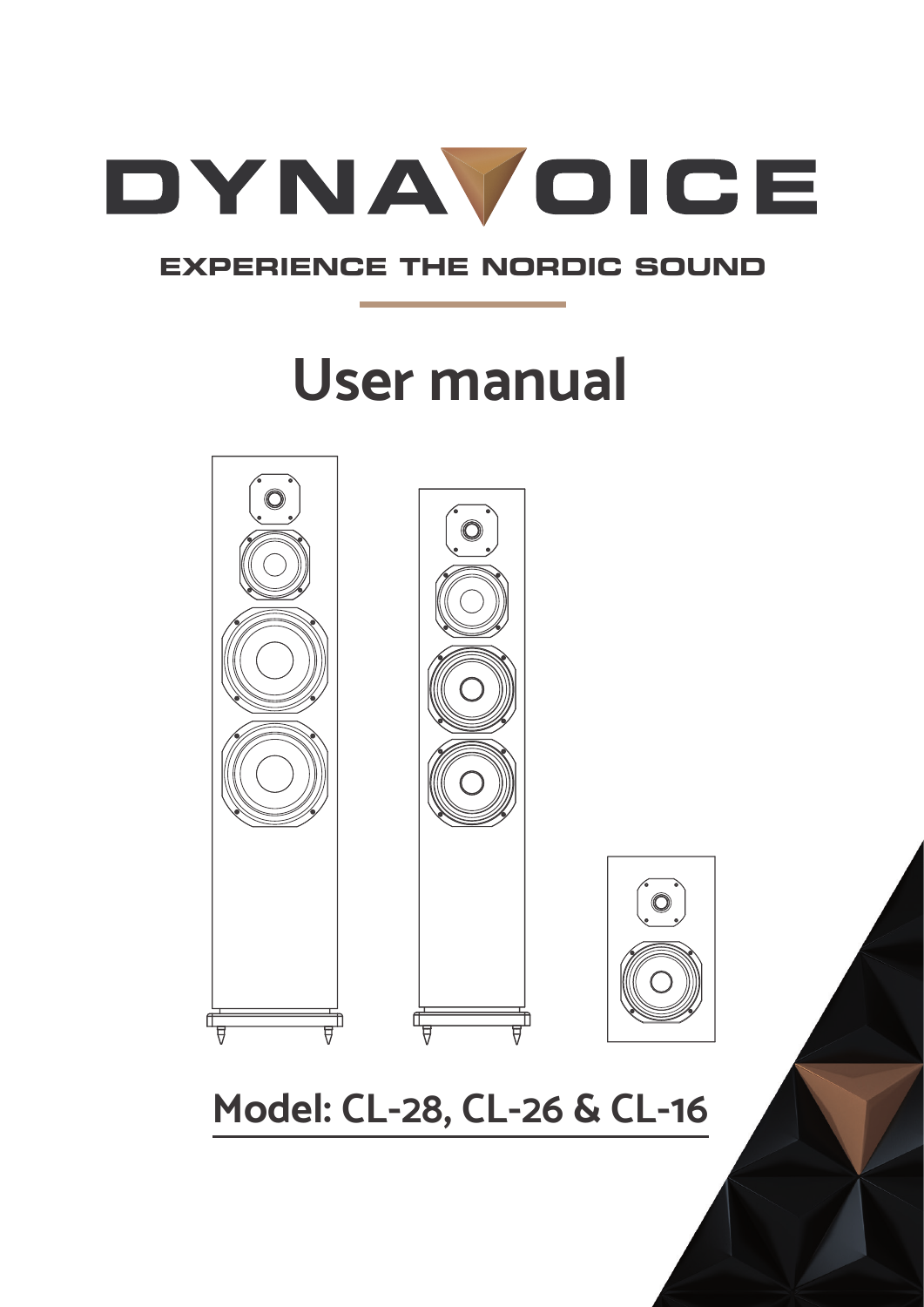# DYNAVOICE

EXPERIENCE THE NORDIC SOUND

# User manual

## Model: CL-28, CL-26 & CL-16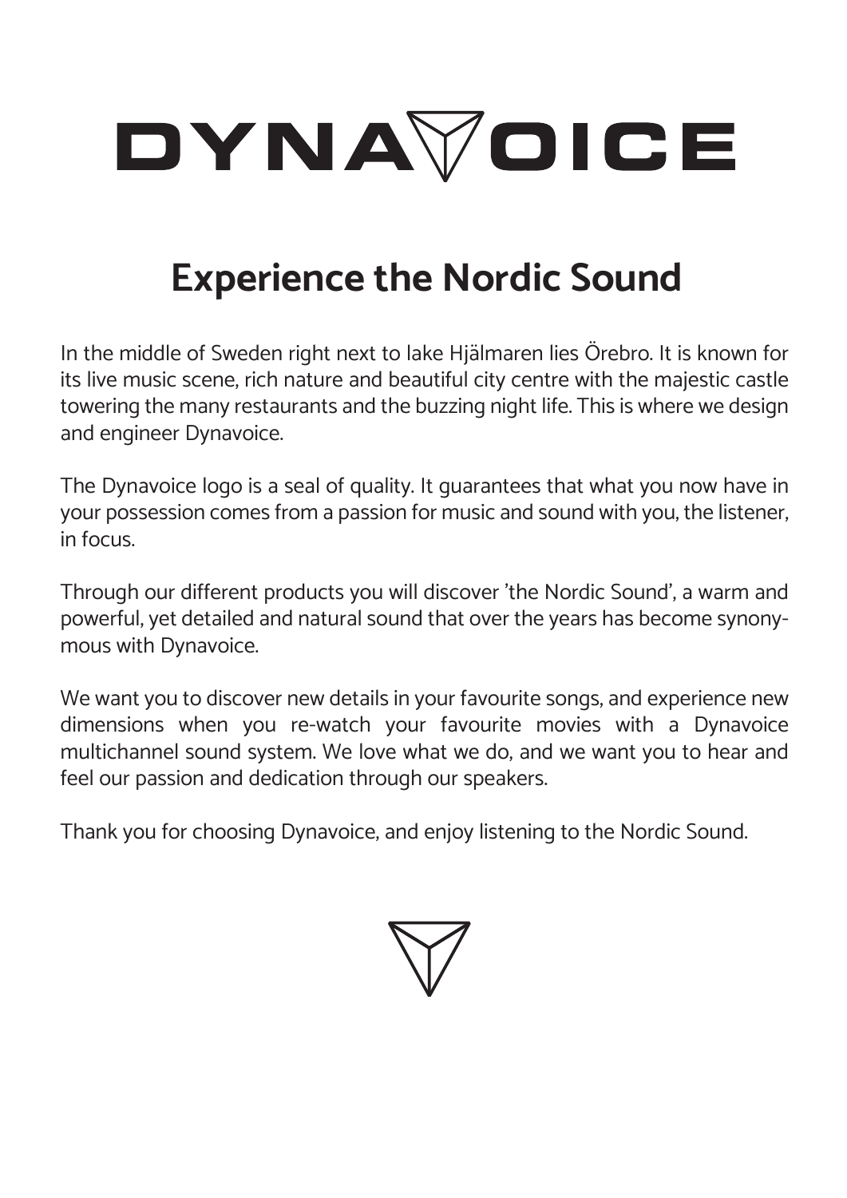# DYNAVOICE

## Experience the Nordic Sound

In the middle of Sweden right next to lake Hjälmaren lies Örebro. It is known for its live music scene, rich nature and beautiful city centre with the majestic castle towering the many restaurants and the buzzing night life. This is where we design and engineer Dynavoice.

The Dynavoice logo is a seal of quality. It guarantees that what you now have in your possession comes from a passion for music and sound with you, the listener, in focus.

Through our different products you will discover 'the Nordic Sound', a warm and powerful, yet detailed and natural sound that over the years has become synonymous with Dynavoice.

We want you to discover new details in your favourite songs, and experience new dimensions when you re-watch your favourite movies with a Dynavoice multichannel sound system. We love what we do, and we want you to hear and feel our passion and dedication through our speakers.

Thank you for choosing Dynavoice, and enjoy listening to the Nordic Sound.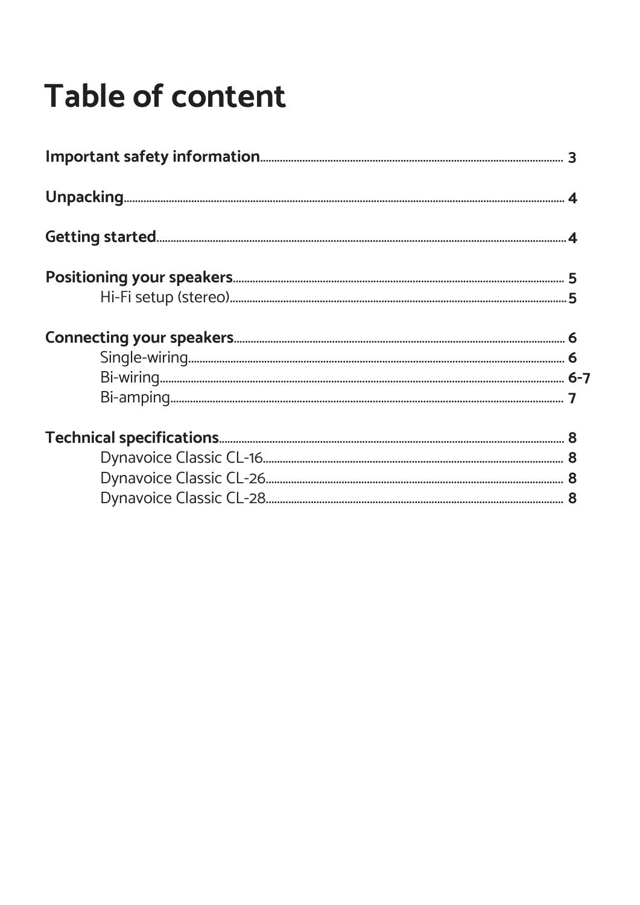# Table of content

**Important safety information** ........ 3

**Unpacking** ........ 4

**Getting started** ........ 4

**Positioning your speakers** ........ 5
- Hi-Fi setup (stereo) ........ 5

**Connecting your speakers** ........ 6
- Single-wiring ........ 6
- Bi-wiring ........ 6-7
- Bi-amping ........ 7

**Technical specifications** ........ 8
- Dynavoice Classic CL-16 ........ 8
- Dynavoice Classic CL-26 ........ 8
- Dynavoice Classic CL-28 ........ 8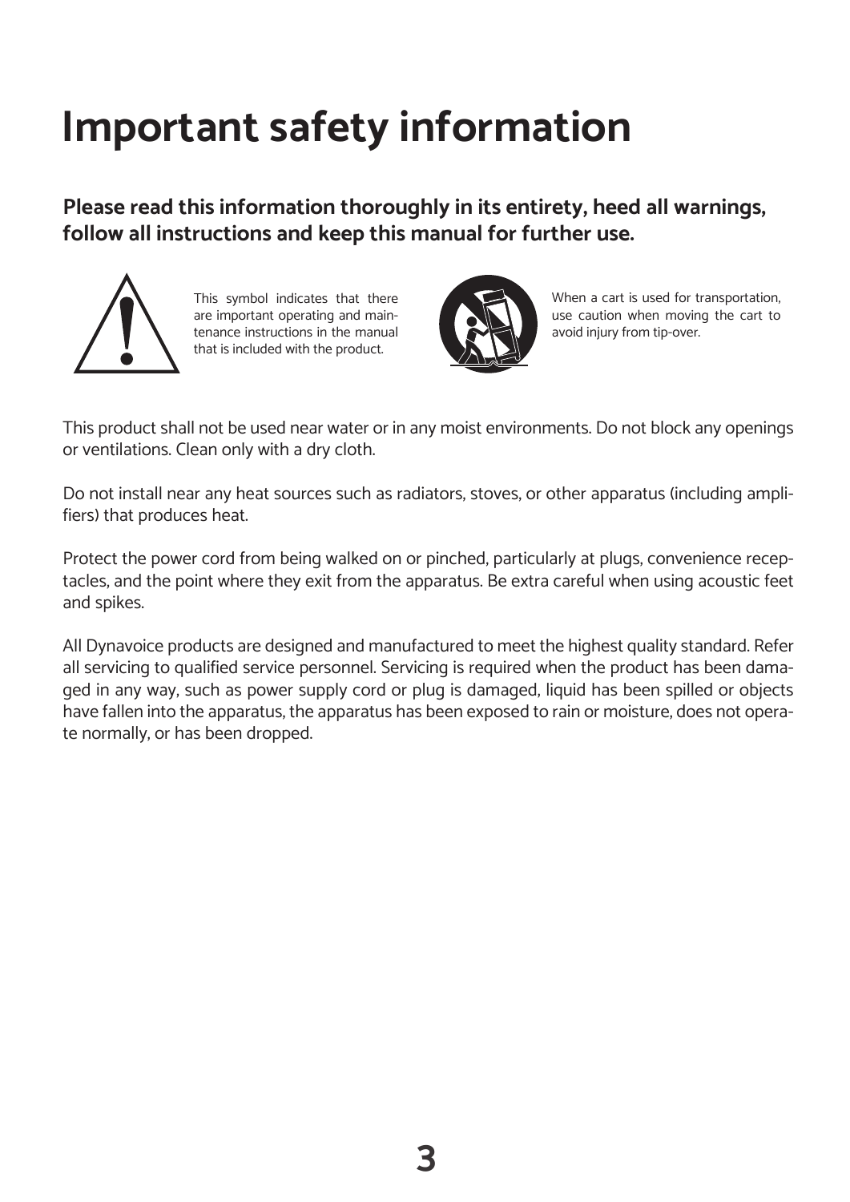# Important safety information

**Please read this information thoroughly in its entirety, heed all warnings, follow all instructions and keep this manual for further use.**

This symbol indicates that there are important operating and maintenance instructions in the manual that is included with the product.

When a cart is used for transportation, use caution when moving the cart to avoid injury from tip-over.

This product shall not be used near water or in any moist environments. Do not block any openings or ventilations. Clean only with a dry cloth.

Do not install near any heat sources such as radiators, stoves, or other apparatus (including amplifiers) that produces heat.

Protect the power cord from being walked on or pinched, particularly at plugs, convenience receptacles, and the point where they exit from the apparatus. Be extra careful when using acoustic feet and spikes.

All Dynavoice products are designed and manufactured to meet the highest quality standard. Refer all servicing to qualified service personnel. Servicing is required when the product has been damaged in any way, such as power supply cord or plug is damaged, liquid has been spilled or objects have fallen into the apparatus, the apparatus has been exposed to rain or moisture, does not operate normally, or has been dropped.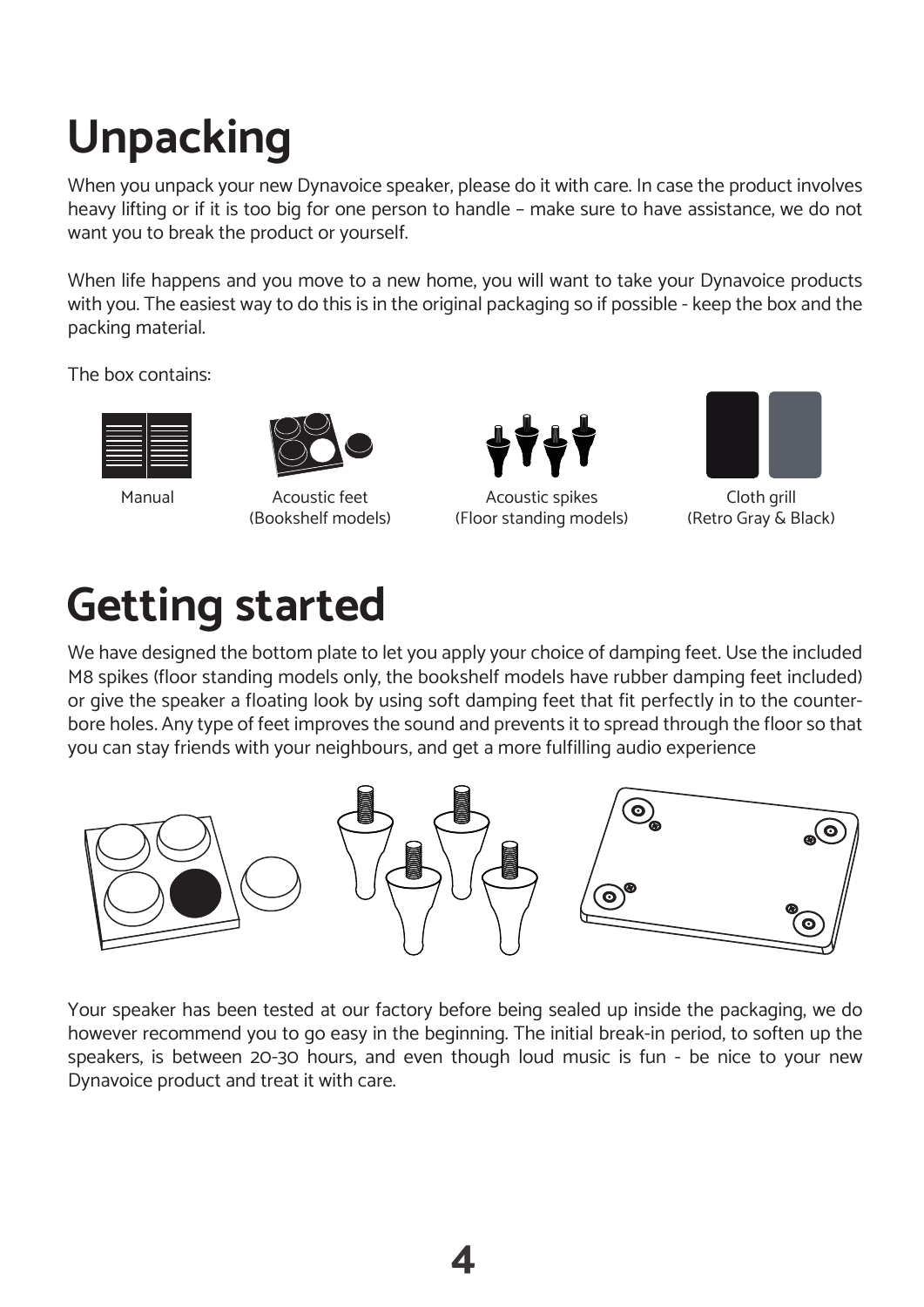# Unpacking

When you unpack your new Dynavoice speaker, please do it with care. In case the product involves heavy lifting or if it is too big for one person to handle – make sure to have assistance, we do not want you to break the product or yourself.

When life happens and you move to a new home, you will want to take your Dynavoice products with you. The easiest way to do this is in the original packaging so if possible - keep the box and the packing material.

The box contains:

- Manual
- Acoustic feet (Bookshelf models)
- Acoustic spikes (Floor standing models)
- Cloth grill (Retro Gray & Black)

# Getting started

We have designed the bottom plate to let you apply your choice of damping feet. Use the included M8 spikes (floor standing models only, the bookshelf models have rubber damping feet included) or give the speaker a floating look by using soft damping feet that fit perfectly in to the counter-bore holes. Any type of feet improves the sound and prevents it to spread through the floor so that you can stay friends with your neighbours, and get a more fulfilling audio experience

Your speaker has been tested at our factory before being sealed up inside the packaging, we do however recommend you to go easy in the beginning. The initial break-in period, to soften up the speakers, is between 20-30 hours, and even though loud music is fun - be nice to your new Dynavoice product and treat it with care.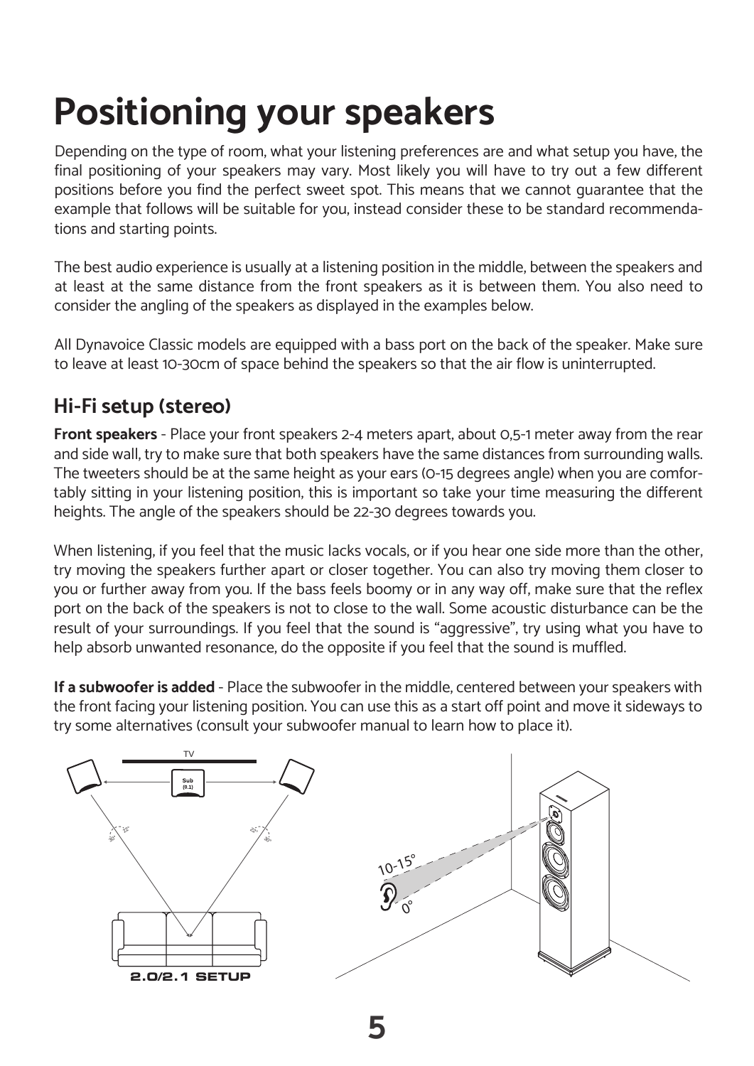# Positioning your speakers

Depending on the type of room, what your listening preferences are and what setup you have, the final positioning of your speakers may vary. Most likely you will have to try out a few different positions before you find the perfect sweet spot. This means that we cannot guarantee that the example that follows will be suitable for you, instead consider these to be standard recommendations and starting points.

The best audio experience is usually at a listening position in the middle, between the speakers and at least at the same distance from the front speakers as it is between them. You also need to consider the angling of the speakers as displayed in the examples below.

All Dynavoice Classic models are equipped with a bass port on the back of the speaker. Make sure to leave at least 10-30cm of space behind the speakers so that the air flow is uninterrupted.

## Hi-Fi setup (stereo)

**Front speakers** - Place your front speakers 2-4 meters apart, about 0,5-1 meter away from the rear and side wall, try to make sure that both speakers have the same distances from surrounding walls. The tweeters should be at the same height as your ears (0-15 degrees angle) when you are comfortably sitting in your listening position, this is important so take your time measuring the different heights. The angle of the speakers should be 22-30 degrees towards you.

When listening, if you feel that the music lacks vocals, or if you hear one side more than the other, try moving the speakers further apart or closer together. You can also try moving them closer to you or further away from you. If the bass feels boomy or in any way off, make sure that the reflex port on the back of the speakers is not to close to the wall. Some acoustic disturbance can be the result of your surroundings. If you feel that the sound is “aggressive”, try using what you have to help absorb unwanted resonance, do the opposite if you feel that the sound is muffled.

**If a subwoofer is added** - Place the subwoofer in the middle, centered between your speakers with the front facing your listening position. You can use this as a start off point and move it sideways to try some alternatives (consult your subwoofer manual to learn how to place it).

TV

Sub (0.1)

30° 22° 22° 30°

2.0/2.1 SETUP

10-15°

0°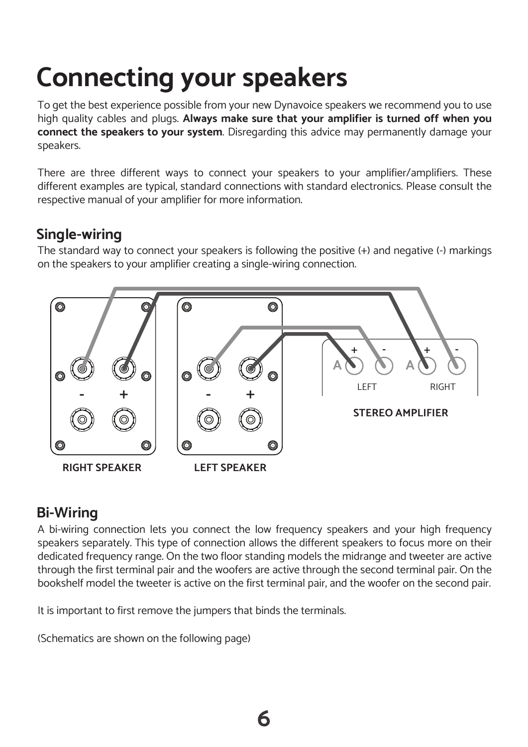# Connecting your speakers

To get the best experience possible from your new Dynavoice speakers we recommend you to use high quality cables and plugs. **Always make sure that your amplifier is turned off when you connect the speakers to your system**. Disregarding this advice may permanently damage your speakers.

There are three different ways to connect your speakers to your amplifier/amplifiers. These different examples are typical, standard connections with standard electronics. Please consult the respective manual of your amplifier for more information.

## Single-wiring

The standard way to connect your speakers is following the positive (+) and negative (-) markings on the speakers to your amplifier creating a single-wiring connection.

RIGHT SPEAKER LEFT SPEAKER STEREO AMPLIFIER

## Bi-Wiring

A bi-wiring connection lets you connect the low frequency speakers and your high frequency speakers separately. This type of connection allows the different speakers to focus more on their dedicated frequency range. On the two floor standing models the midrange and tweeter are active through the first terminal pair and the woofers are active through the second terminal pair. On the bookshelf model the tweeter is active on the first terminal pair, and the woofer on the second pair.

It is important to first remove the jumpers that binds the terminals.

(Schematics are shown on the following page)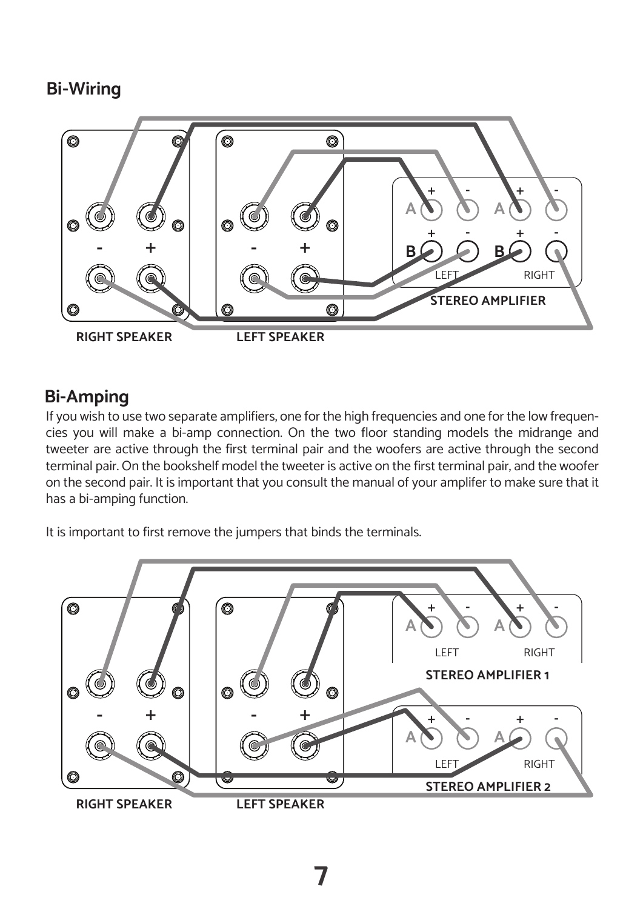## Bi-Wiring

## Bi-Amping

If you wish to use two separate amplifiers, one for the high frequencies and one for the low frequencies you will make a bi-amp connection. On the two floor standing models the midrange and tweeter are active through the first terminal pair and the woofers are active through the second terminal pair. On the bookshelf model the tweeter is active on the first terminal pair, and the woofer on the second pair. It is important that you consult the manual of your amplifer to make sure that it has a bi-amping function.

It is important to first remove the jumpers that binds the terminals.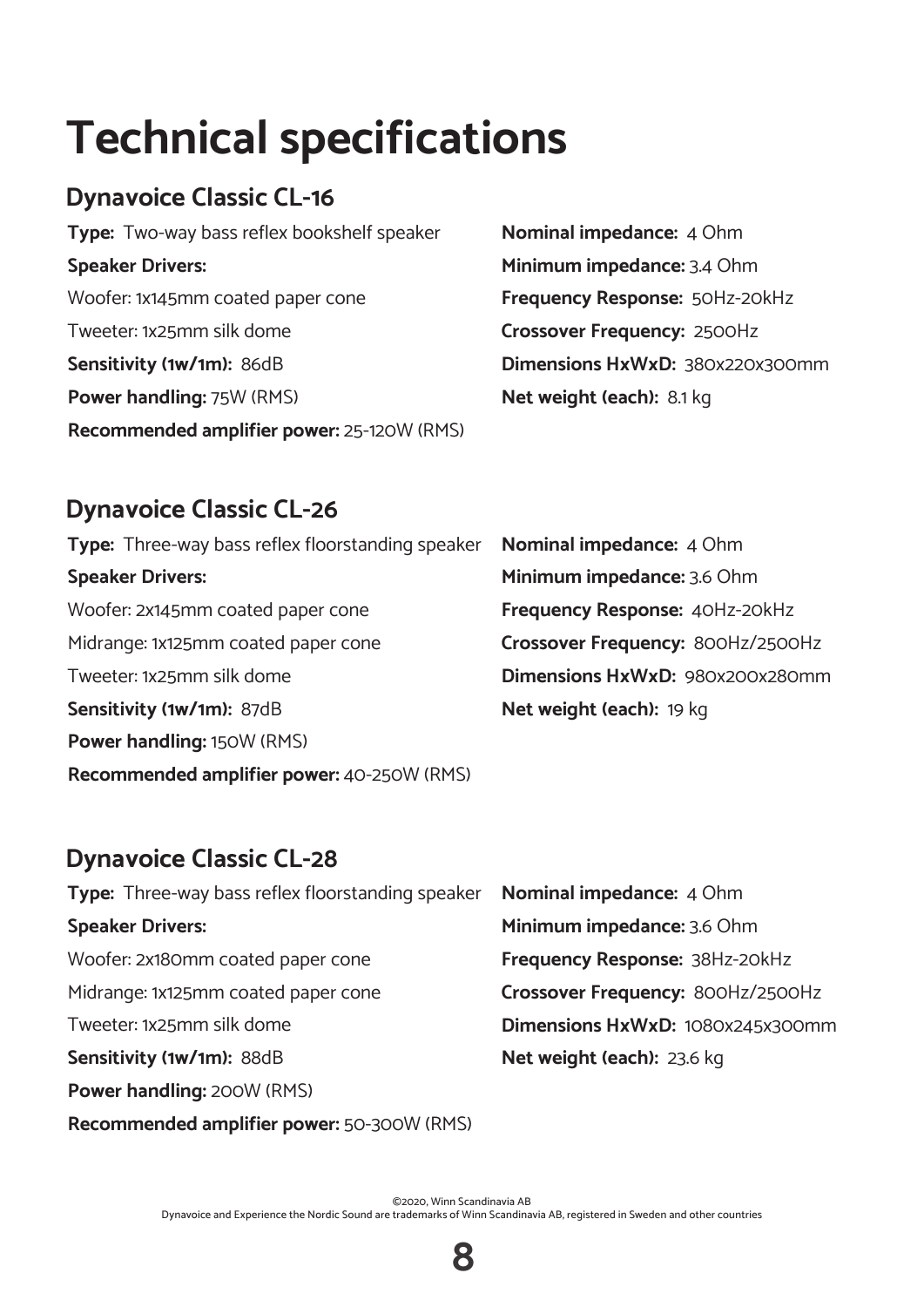# Technical specifications

## Dynavoice Classic CL-16

**Type:** Two-way bass reflex bookshelf speaker

**Speaker Drivers:**

Woofer: 1x145mm coated paper cone

Tweeter: 1x25mm silk dome

**Sensitivity (1w/1m):** 86dB

**Power handling:** 75W (RMS)

**Recommended amplifier power:** 25-120W (RMS)

**Nominal impedance:** 4 Ohm

**Minimum impedance:** 3.4 Ohm

**Frequency Response:** 50Hz-20kHz

**Crossover Frequency:** 2500Hz

**Dimensions HxWxD:** 380x220x300mm

**Net weight (each):** 8.1 kg

## Dynavoice Classic CL-26

**Type:** Three-way bass reflex floorstanding speaker

**Speaker Drivers:**

Woofer: 2x145mm coated paper cone

Midrange: 1x125mm coated paper cone

Tweeter: 1x25mm silk dome

**Sensitivity (1w/1m):** 87dB

**Power handling:** 150W (RMS)

**Recommended amplifier power:** 40-250W (RMS)

**Nominal impedance:** 4 Ohm

**Minimum impedance:** 3.6 Ohm

**Frequency Response:** 40Hz-20kHz

**Crossover Frequency:** 800Hz/2500Hz

**Dimensions HxWxD:** 980x200x280mm

**Net weight (each):** 19 kg

## Dynavoice Classic CL-28

**Type:** Three-way bass reflex floorstanding speaker

**Speaker Drivers:**

Woofer: 2x180mm coated paper cone

Midrange: 1x125mm coated paper cone

Tweeter: 1x25mm silk dome

**Sensitivity (1w/1m):** 88dB

**Power handling:** 200W (RMS)

**Recommended amplifier power:** 50-300W (RMS)

**Nominal impedance:** 4 Ohm

**Minimum impedance:** 3.6 Ohm

**Frequency Response:** 38Hz-20kHz

**Crossover Frequency:** 800Hz/2500Hz

**Dimensions HxWxD:** 1080x245x300mm

**Net weight (each):** 23.6 kg

©2020, Winn Scandinavia AB
Dynavoice and Experience the Nordic Sound are trademarks of Winn Scandinavia AB, registered in Sweden and other countries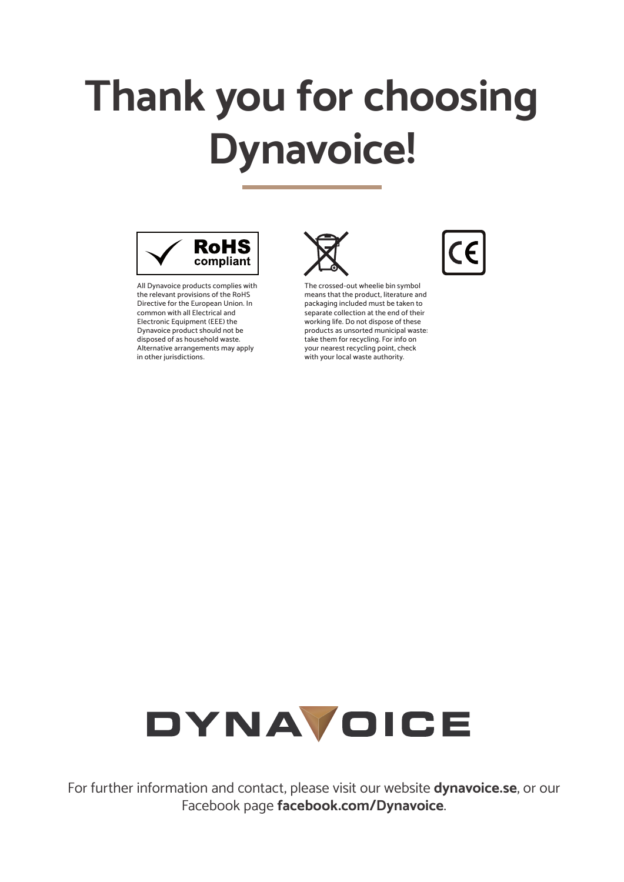# Thank you for choosing Dynavoice!

RoHS compliant

All Dynavoice products complies with the relevant provisions of the RoHS Directive for the European Union. In common with all Electrical and Electronic Equipment (EEE) the Dynavoice product should not be disposed of as household waste. Alternative arrangements may apply in other jurisdictions.

The crossed-out wheelie bin symbol means that the product, literature and packaging included must be taken to separate collection at the end of their working life. Do not dispose of these products as unsorted municipal waste: take them for recycling. For info on your nearest recycling point, check with your local waste authority.

DYNAVOICE

For further information and contact, please visit our website **dynavoice.se**, or our Facebook page **facebook.com/Dynavoice**.